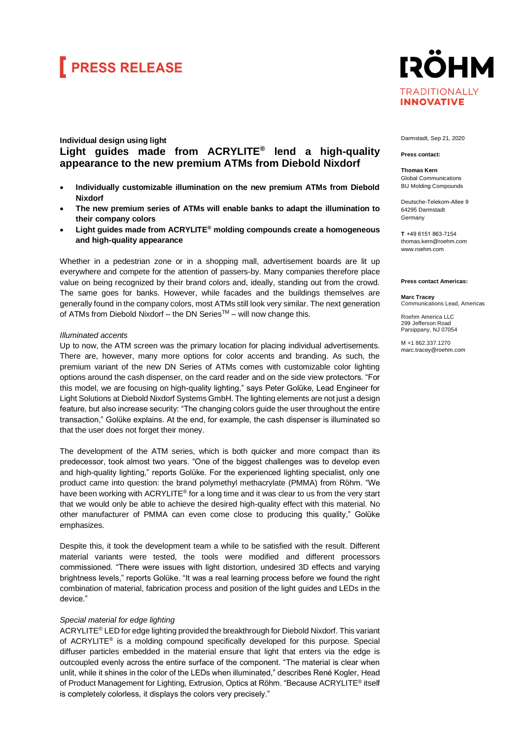# PRESS RELEASE

RÖHM
TRADITIONALLY
**INNOVATIVE**

Darmstadt, Sep 21, 2020

**Press contact:**

**Thomas Kern**
Global Communications
BU Molding Compounds

Deutsche-Telekom-Allee 9
64295 Darmstadt
Germany

**T** +49 6151 863-7154
thomas.kern@roehm.com
www.roehm.com

**Press contact Americas:**

**Marc Tracey**
Communications Lead, Americas

Roehm America LLC
299 Jefferson Road
Parsippany, NJ 07054

M +1 862.337.1270
marc.tracey@roehm.com

**Individual design using light**

## Light guides made from ACRYLITE® lend a high-quality appearance to the new premium ATMs from Diebold Nixdorf

- **Individually customizable illumination on the new premium ATMs from Diebold Nixdorf**
- **The new premium series of ATMs will enable banks to adapt the illumination to their company colors**
- **Light guides made from ACRYLITE® molding compounds create a homogeneous and high-quality appearance**

Whether in a pedestrian zone or in a shopping mall, advertisement boards are lit up everywhere and compete for the attention of passers-by. Many companies therefore place value on being recognized by their brand colors and, ideally, standing out from the crowd. The same goes for banks. However, while facades and the buildings themselves are generally found in the company colors, most ATMs still look very similar. The next generation of ATMs from Diebold Nixdorf – the DN Series™ – will now change this.

*Illuminated accents*

Up to now, the ATM screen was the primary location for placing individual advertisements. There are, however, many more options for color accents and branding. As such, the premium variant of the new DN Series of ATMs comes with customizable color lighting options around the cash dispenser, on the card reader and on the side view protectors. "For this model, we are focusing on high-quality lighting," says Peter Golüke, Lead Engineer for Light Solutions at Diebold Nixdorf Systems GmbH. The lighting elements are not just a design feature, but also increase security: "The changing colors guide the user throughout the entire transaction," Golüke explains. At the end, for example, the cash dispenser is illuminated so that the user does not forget their money.

The development of the ATM series, which is both quicker and more compact than its predecessor, took almost two years. "One of the biggest challenges was to develop even and high-quality lighting," reports Golüke. For the experienced lighting specialist, only one product came into question: the brand polymethyl methacrylate (PMMA) from Röhm. "We have been working with ACRYLITE® for a long time and it was clear to us from the very start that we would only be able to achieve the desired high-quality effect with this material. No other manufacturer of PMMA can even come close to producing this quality," Golüke emphasizes.

Despite this, it took the development team a while to be satisfied with the result. Different material variants were tested, the tools were modified and different processors commissioned. "There were issues with light distortion, undesired 3D effects and varying brightness levels," reports Golüke. "It was a real learning process before we found the right combination of material, fabrication process and position of the light guides and LEDs in the device."

*Special material for edge lighting*

ACRYLITE® LED for edge lighting provided the breakthrough for Diebold Nixdorf. This variant of ACRYLITE® is a molding compound specifically developed for this purpose. Special diffuser particles embedded in the material ensure that light that enters via the edge is outcoupled evenly across the entire surface of the component. "The material is clear when unlit, while it shines in the color of the LEDs when illuminated," describes René Kogler, Head of Product Management for Lighting, Extrusion, Optics at Röhm. "Because ACRYLITE® itself is completely colorless, it displays the colors very precisely."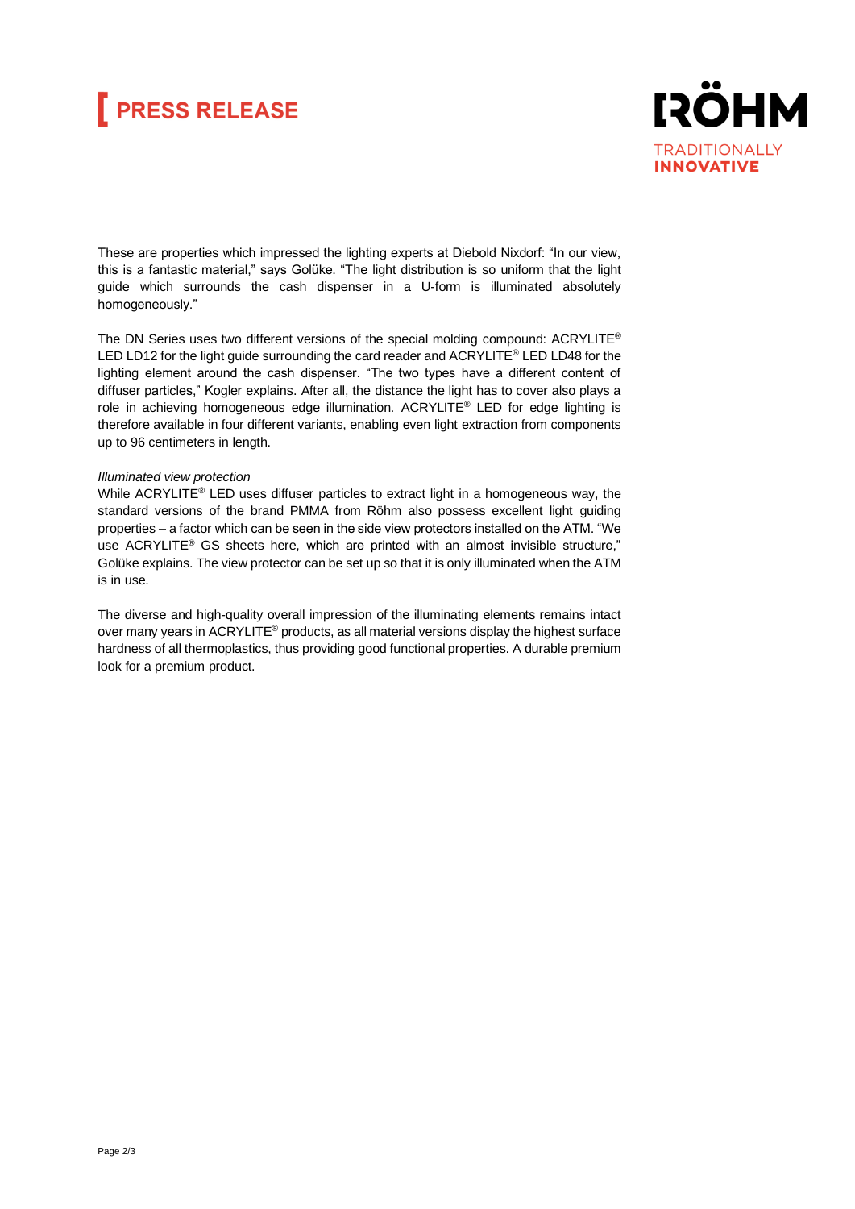These are properties which impressed the lighting experts at Diebold Nixdorf: “In our view, this is a fantastic material,” says Golüke. “The light distribution is so uniform that the light guide which surrounds the cash dispenser in a U-form is illuminated absolutely homogeneously.”

The DN Series uses two different versions of the special molding compound: ACRYLITE® LED LD12 for the light guide surrounding the card reader and ACRYLITE® LED LD48 for the lighting element around the cash dispenser. “The two types have a different content of diffuser particles,” Kogler explains. After all, the distance the light has to cover also plays a role in achieving homogeneous edge illumination. ACRYLITE® LED for edge lighting is therefore available in four different variants, enabling even light extraction from components up to 96 centimeters in length.

*Illuminated view protection*
While ACRYLITE® LED uses diffuser particles to extract light in a homogeneous way, the standard versions of the brand PMMA from Röhm also possess excellent light guiding properties – a factor which can be seen in the side view protectors installed on the ATM. “We use ACRYLITE® GS sheets here, which are printed with an almost invisible structure,” Golüke explains. The view protector can be set up so that it is only illuminated when the ATM is in use.

The diverse and high-quality overall impression of the illuminating elements remains intact over many years in ACRYLITE® products, as all material versions display the highest surface hardness of all thermoplastics, thus providing good functional properties. A durable premium look for a premium product.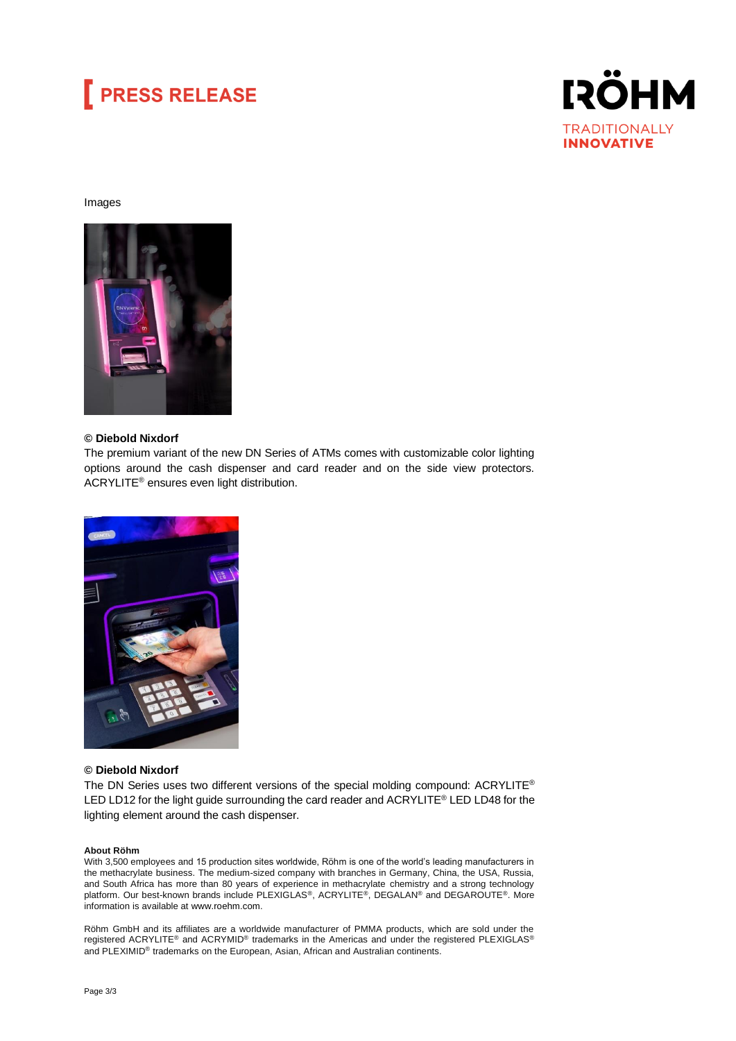Images

**© Diebold Nixdorf**
The premium variant of the new DN Series of ATMs comes with customizable color lighting options around the cash dispenser and card reader and on the side view protectors. ACRYLITE® ensures even light distribution.

**© Diebold Nixdorf**
The DN Series uses two different versions of the special molding compound: ACRYLITE® LED LD12 for the light guide surrounding the card reader and ACRYLITE® LED LD48 for the lighting element around the cash dispenser.

**About Röhm**
With 3,500 employees and 15 production sites worldwide, Röhm is one of the world's leading manufacturers in the methacrylate business. The medium-sized company with branches in Germany, China, the USA, Russia, and South Africa has more than 80 years of experience in methacrylate chemistry and a strong technology platform. Our best-known brands include PLEXIGLAS®, ACRYLITE®, DEGALAN® and DEGAROUTE®. More information is available at www.roehm.com.

Röhm GmbH and its affiliates are a worldwide manufacturer of PMMA products, which are sold under the registered ACRYLITE® and ACRYMID® trademarks in the Americas and under the registered PLEXIGLAS® and PLEXIMID® trademarks on the European, Asian, African and Australian continents.